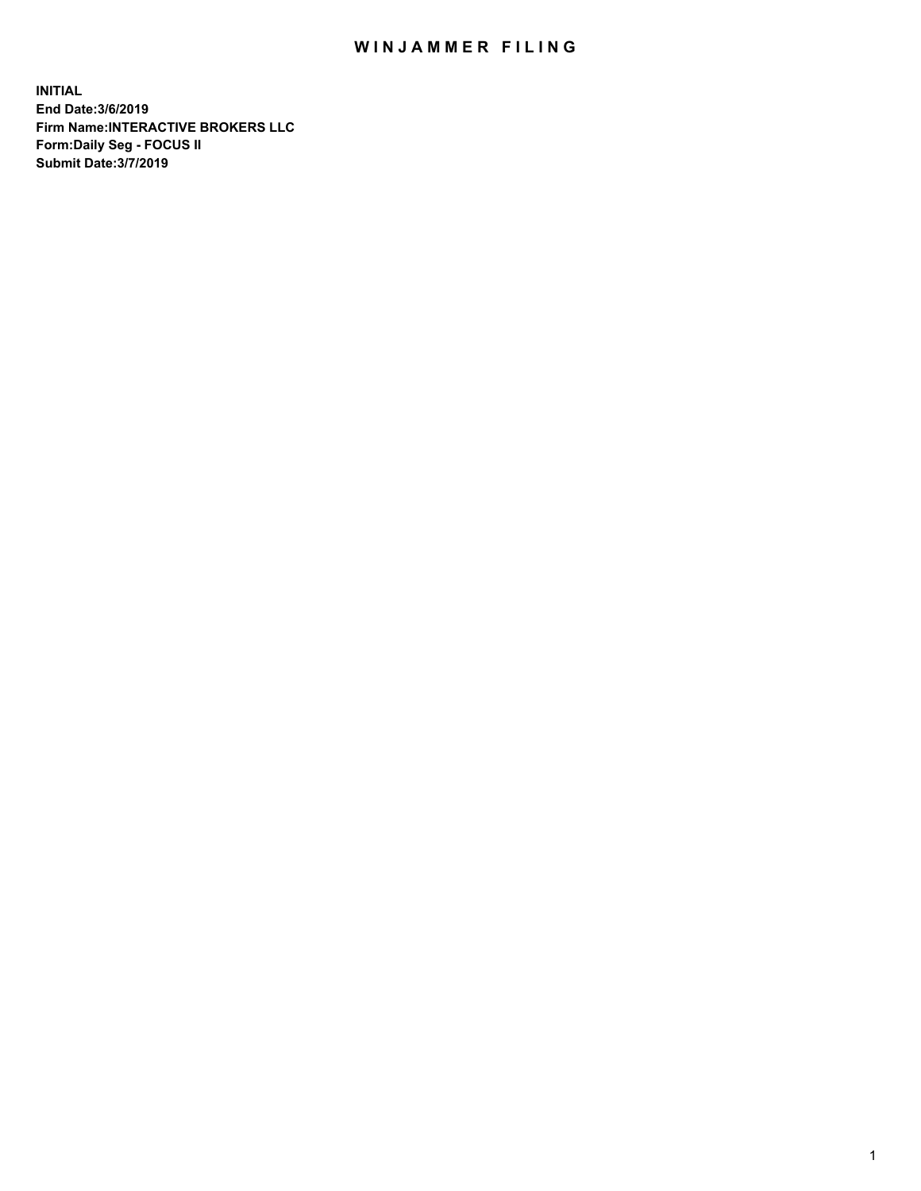# WINJAMMER FILING

**INITIAL**
**End Date:3/6/2019**
**Firm Name:INTERACTIVE BROKERS LLC**
**Form:Daily Seg - FOCUS II**
**Submit Date:3/7/2019**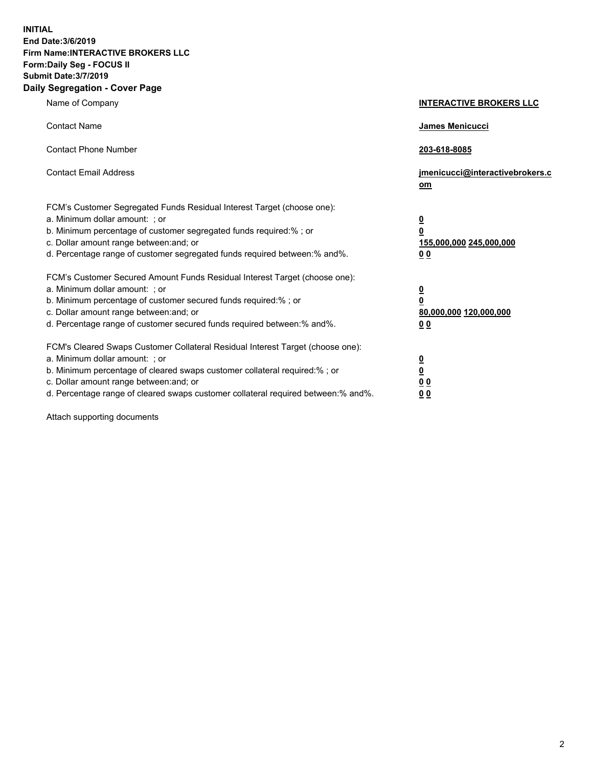**INITIAL**
**End Date:3/6/2019**
**Firm Name:INTERACTIVE BROKERS LLC**
**Form:Daily Seg - FOCUS II**
**Submit Date:3/7/2019**
**Daily Segregation - Cover Page**

| | |
|---|---|
| Name of Company | **INTERACTIVE BROKERS LLC** |
| Contact Name | **James Menicucci** |
| Contact Phone Number | **203-618-8085** |
| Contact Email Address | **jmenicucci@interactivebrokers.com** |

FCM's Customer Segregated Funds Residual Interest Target (choose one):

| | |
|---|---|
| a. Minimum dollar amount: ; or | **0** |
| b. Minimum percentage of customer segregated funds required:% ; or | **0** |
| c. Dollar amount range between:and; or | **155,000,000** **245,000,000** |
| d. Percentage range of customer segregated funds required between:% and%. | **0** **0** |

FCM's Customer Secured Amount Funds Residual Interest Target (choose one):

| | |
|---|---|
| a. Minimum dollar amount: ; or | **0** |
| b. Minimum percentage of customer secured funds required:% ; or | **0** |
| c. Dollar amount range between:and; or | **80,000,000** **120,000,000** |
| d. Percentage range of customer secured funds required between:% and%. | **0** **0** |

FCM's Cleared Swaps Customer Collateral Residual Interest Target (choose one):

| | |
|---|---|
| a. Minimum dollar amount: ; or | **0** |
| b. Minimum percentage of cleared swaps customer collateral required:% ; or | **0** |
| c. Dollar amount range between:and; or | **0** **0** |
| d. Percentage range of cleared swaps customer collateral required between:% and%. | **0** **0** |

Attach supporting documents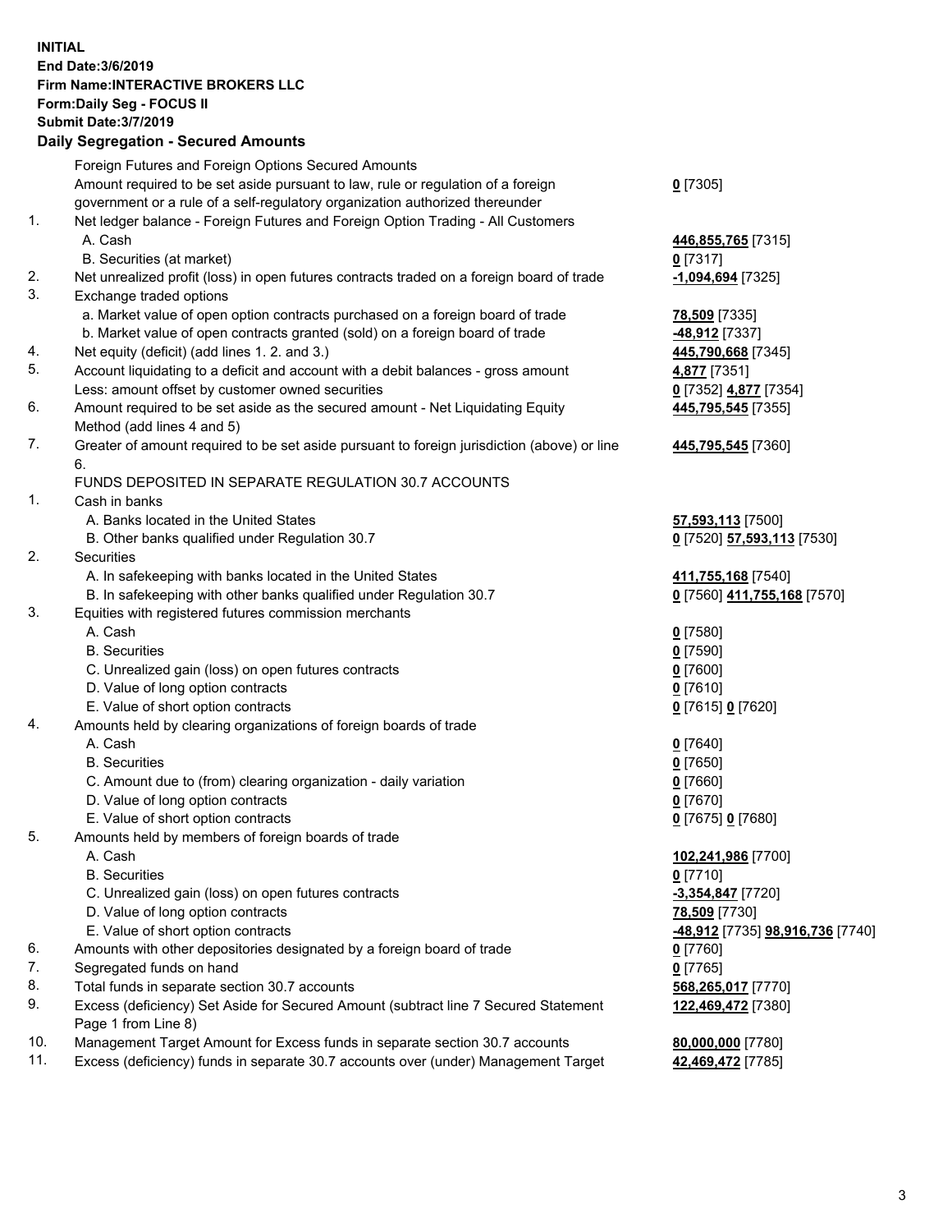**INITIAL**
**End Date:3/6/2019**
**Firm Name:INTERACTIVE BROKERS LLC**
**Form:Daily Seg - FOCUS II**
**Submit Date:3/7/2019**

## Daily Segregation - Secured Amounts

| | | |
|---|---|---|
| | Foreign Futures and Foreign Options Secured Amounts | |
| | Amount required to be set aside pursuant to law, rule or regulation of a foreign government or a rule of a self-regulatory organization authorized thereunder | **0** [7305] |
| 1. | Net ledger balance - Foreign Futures and Foreign Option Trading - All Customers | |
| | A. Cash | **446,855,765** [7315] |
| | B. Securities (at market) | **0** [7317] |
| 2. | Net unrealized profit (loss) in open futures contracts traded on a foreign board of trade | **-1,094,694** [7325] |
| 3. | Exchange traded options | |
| | a. Market value of open option contracts purchased on a foreign board of trade | **78,509** [7335] |
| | b. Market value of open contracts granted (sold) on a foreign board of trade | **-48,912** [7337] |
| 4. | Net equity (deficit) (add lines 1. 2. and 3.) | **445,790,668** [7345] |
| 5. | Account liquidating to a deficit and account with a debit balances - gross amount | **4,877** [7351] |
| | Less: amount offset by customer owned securities | **0** [7352] **4,877** [7354] |
| 6. | Amount required to be set aside as the secured amount - Net Liquidating Equity Method (add lines 4 and 5) | **445,795,545** [7355] |
| 7. | Greater of amount required to be set aside pursuant to foreign jurisdiction (above) or line 6. | **445,795,545** [7360] |
| | FUNDS DEPOSITED IN SEPARATE REGULATION 30.7 ACCOUNTS | |
| 1. | Cash in banks | |
| | A. Banks located in the United States | **57,593,113** [7500] |
| | B. Other banks qualified under Regulation 30.7 | **0** [7520] **57,593,113** [7530] |
| 2. | Securities | |
| | A. In safekeeping with banks located in the United States | **411,755,168** [7540] |
| | B. In safekeeping with other banks qualified under Regulation 30.7 | **0** [7560] **411,755,168** [7570] |
| 3. | Equities with registered futures commission merchants | |
| | A. Cash | **0** [7580] |
| | B. Securities | **0** [7590] |
| | C. Unrealized gain (loss) on open futures contracts | **0** [7600] |
| | D. Value of long option contracts | **0** [7610] |
| | E. Value of short option contracts | **0** [7615] **0** [7620] |
| 4. | Amounts held by clearing organizations of foreign boards of trade | |
| | A. Cash | **0** [7640] |
| | B. Securities | **0** [7650] |
| | C. Amount due to (from) clearing organization - daily variation | **0** [7660] |
| | D. Value of long option contracts | **0** [7670] |
| | E. Value of short option contracts | **0** [7675] **0** [7680] |
| 5. | Amounts held by members of foreign boards of trade | |
| | A. Cash | **102,241,986** [7700] |
| | B. Securities | **0** [7710] |
| | C. Unrealized gain (loss) on open futures contracts | **-3,354,847** [7720] |
| | D. Value of long option contracts | **78,509** [7730] |
| | E. Value of short option contracts | **-48,912** [7735] **98,916,736** [7740] |
| 6. | Amounts with other depositories designated by a foreign board of trade | **0** [7760] |
| 7. | Segregated funds on hand | **0** [7765] |
| 8. | Total funds in separate section 30.7 accounts | **568,265,017** [7770] |
| 9. | Excess (deficiency) Set Aside for Secured Amount (subtract line 7 Secured Statement Page 1 from Line 8) | **122,469,472** [7380] |
| 10. | Management Target Amount for Excess funds in separate section 30.7 accounts | **80,000,000** [7780] |
| 11. | Excess (deficiency) funds in separate 30.7 accounts over (under) Management Target | **42,469,472** [7785] |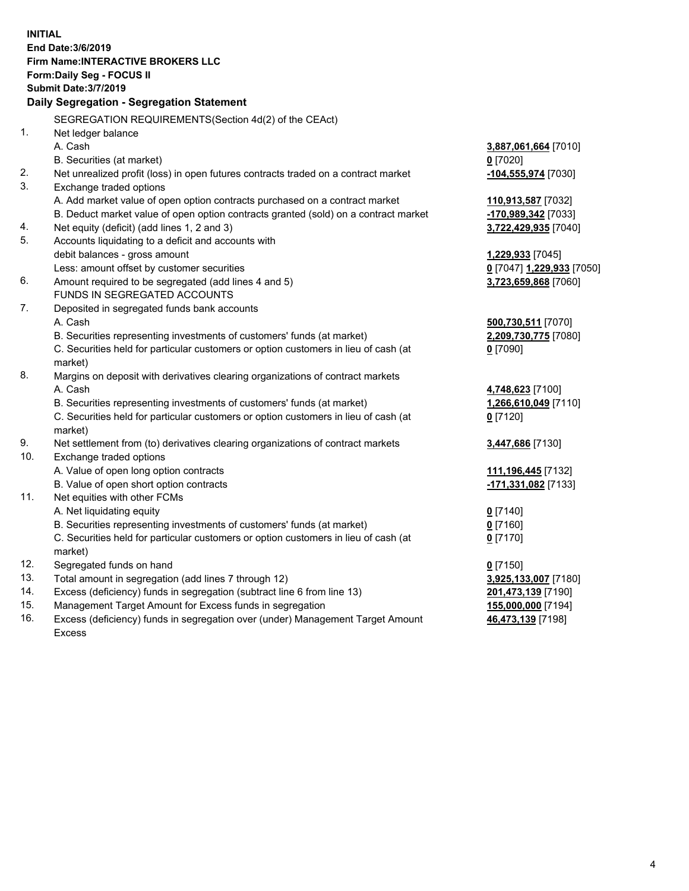**INITIAL**
**End Date:3/6/2019**
**Firm Name:INTERACTIVE BROKERS LLC**
**Form:Daily Seg - FOCUS II**
**Submit Date:3/7/2019**

**Daily Segregation - Segregation Statement**

| | | |
|---|---|---|
| | SEGREGATION REQUIREMENTS(Section 4d(2) of the CEAct) | |
| 1. | Net ledger balance | |
| | A. Cash | **3,887,061,664** [7010] |
| | B. Securities (at market) | **0** [7020] |
| 2. | Net unrealized profit (loss) in open futures contracts traded on a contract market | **-104,555,974** [7030] |
| 3. | Exchange traded options | |
| | A. Add market value of open option contracts purchased on a contract market | **110,913,587** [7032] |
| | B. Deduct market value of open option contracts granted (sold) on a contract market | **-170,989,342** [7033] |
| 4. | Net equity (deficit) (add lines 1, 2 and 3) | **3,722,429,935** [7040] |
| 5. | Accounts liquidating to a deficit and accounts with | |
| | debit balances - gross amount | **1,229,933** [7045] |
| | Less: amount offset by customer securities | **0** [7047] **1,229,933** [7050] |
| 6. | Amount required to be segregated (add lines 4 and 5) | **3,723,659,868** [7060] |
| | FUNDS IN SEGREGATED ACCOUNTS | |
| 7. | Deposited in segregated funds bank accounts | |
| | A. Cash | **500,730,511** [7070] |
| | B. Securities representing investments of customers' funds (at market) | **2,209,730,775** [7080] |
| | C. Securities held for particular customers or option customers in lieu of cash (at market) | **0** [7090] |
| 8. | Margins on deposit with derivatives clearing organizations of contract markets | |
| | A. Cash | **4,748,623** [7100] |
| | B. Securities representing investments of customers' funds (at market) | **1,266,610,049** [7110] |
| | C. Securities held for particular customers or option customers in lieu of cash (at market) | **0** [7120] |
| 9. | Net settlement from (to) derivatives clearing organizations of contract markets | **3,447,686** [7130] |
| 10. | Exchange traded options | |
| | A. Value of open long option contracts | **111,196,445** [7132] |
| | B. Value of open short option contracts | **-171,331,082** [7133] |
| 11. | Net equities with other FCMs | |
| | A. Net liquidating equity | **0** [7140] |
| | B. Securities representing investments of customers' funds (at market) | **0** [7160] |
| | C. Securities held for particular customers or option customers in lieu of cash (at market) | **0** [7170] |
| 12. | Segregated funds on hand | **0** [7150] |
| 13. | Total amount in segregation (add lines 7 through 12) | **3,925,133,007** [7180] |
| 14. | Excess (deficiency) funds in segregation (subtract line 6 from line 13) | **201,473,139** [7190] |
| 15. | Management Target Amount for Excess funds in segregation | **155,000,000** [7194] |
| 16. | Excess (deficiency) funds in segregation over (under) Management Target Amount Excess | **46,473,139** [7198] |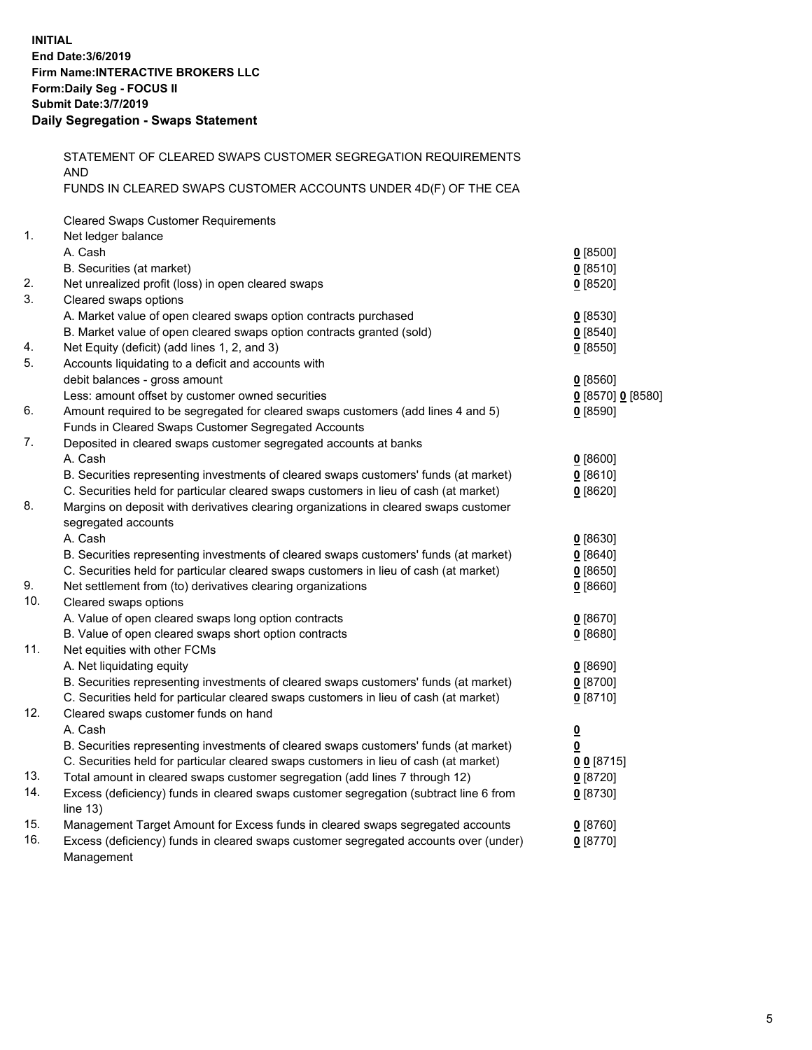**INITIAL**
**End Date:3/6/2019**
**Firm Name:INTERACTIVE BROKERS LLC**
**Form:Daily Seg - FOCUS II**
**Submit Date:3/7/2019**
**Daily Segregation - Swaps Statement**

STATEMENT OF CLEARED SWAPS CUSTOMER SEGREGATION REQUIREMENTS AND FUNDS IN CLEARED SWAPS CUSTOMER ACCOUNTS UNDER 4D(F) OF THE CEA

| | | |
|---|---|---|
| | Cleared Swaps Customer Requirements | |
| 1. | Net ledger balance | |
| | A. Cash | 0 [8500] |
| | B. Securities (at market) | 0 [8510] |
| 2. | Net unrealized profit (loss) in open cleared swaps | 0 [8520] |
| 3. | Cleared swaps options | |
| | A. Market value of open cleared swaps option contracts purchased | 0 [8530] |
| | B. Market value of open cleared swaps option contracts granted (sold) | 0 [8540] |
| 4. | Net Equity (deficit) (add lines 1, 2, and 3) | 0 [8550] |
| 5. | Accounts liquidating to a deficit and accounts with debit balances - gross amount | 0 [8560] |
| | Less: amount offset by customer owned securities | 0 [8570] 0 [8580] |
| 6. | Amount required to be segregated for cleared swaps customers (add lines 4 and 5) | 0 [8590] |
| | Funds in Cleared Swaps Customer Segregated Accounts | |
| 7. | Deposited in cleared swaps customer segregated accounts at banks | |
| | A. Cash | 0 [8600] |
| | B. Securities representing investments of cleared swaps customers' funds (at market) | 0 [8610] |
| | C. Securities held for particular cleared swaps customers in lieu of cash (at market) | 0 [8620] |
| 8. | Margins on deposit with derivatives clearing organizations in cleared swaps customer segregated accounts | |
| | A. Cash | 0 [8630] |
| | B. Securities representing investments of cleared swaps customers' funds (at market) | 0 [8640] |
| | C. Securities held for particular cleared swaps customers in lieu of cash (at market) | 0 [8650] |
| 9. | Net settlement from (to) derivatives clearing organizations | 0 [8660] |
| 10. | Cleared swaps options | |
| | A. Value of open cleared swaps long option contracts | 0 [8670] |
| | B. Value of open cleared swaps short option contracts | 0 [8680] |
| 11. | Net equities with other FCMs | |
| | A. Net liquidating equity | 0 [8690] |
| | B. Securities representing investments of cleared swaps customers' funds (at market) | 0 [8700] |
| | C. Securities held for particular cleared swaps customers in lieu of cash (at market) | 0 [8710] |
| 12. | Cleared swaps customer funds on hand | |
| | A. Cash | 0 |
| | B. Securities representing investments of cleared swaps customers' funds (at market) | 0 |
| | C. Securities held for particular cleared swaps customers in lieu of cash (at market) | 0 0 [8715] |
| 13. | Total amount in cleared swaps customer segregation (add lines 7 through 12) | 0 [8720] |
| 14. | Excess (deficiency) funds in cleared swaps customer segregation (subtract line 6 from line 13) | 0 [8730] |
| 15. | Management Target Amount for Excess funds in cleared swaps segregated accounts | 0 [8760] |
| 16. | Excess (deficiency) funds in cleared swaps customer segregated accounts over (under) Management | 0 [8770] |